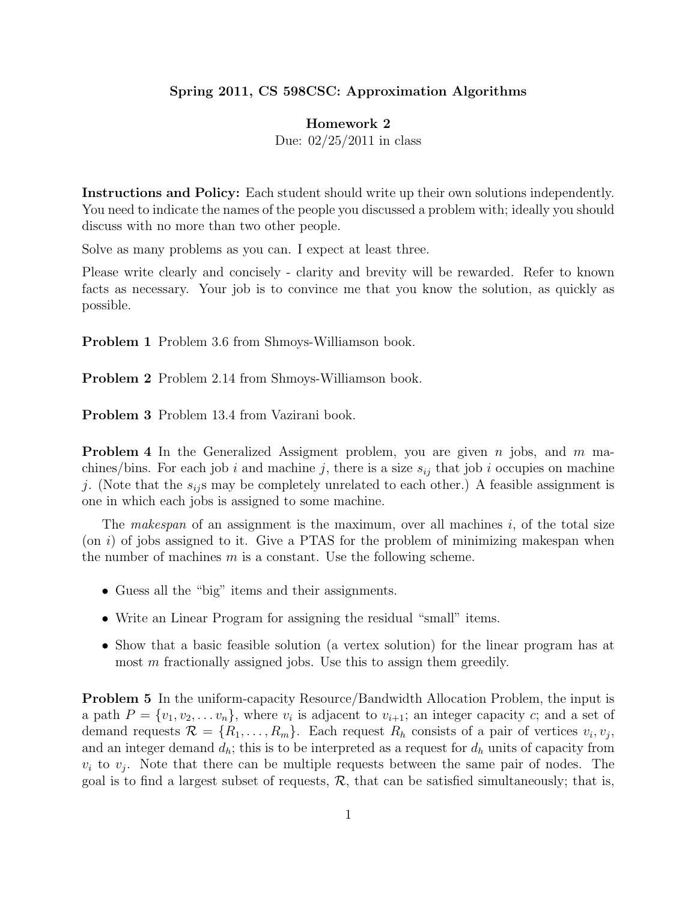**Spring 2011, CS 598CSC: Approximation Algorithms**

**Homework 2**

Due: 02/25/2011 in class

**Instructions and Policy:** Each student should write up their own solutions independently. You need to indicate the names of the people you discussed a problem with; ideally you should discuss with no more than two other people.

Solve as many problems as you can. I expect at least three.

Please write clearly and concisely - clarity and brevity will be rewarded. Refer to known facts as necessary. Your job is to convince me that you know the solution, as quickly as possible.

**Problem 1** Problem 3.6 from Shmoys-Williamson book.

**Problem 2** Problem 2.14 from Shmoys-Williamson book.

**Problem 3** Problem 13.4 from Vazirani book.

**Problem 4** In the Generalized Assigment problem, you are given $n$ jobs, and $m$ machines/bins. For each job $i$ and machine $j$, there is a size $s_{ij}$ that job $i$ occupies on machine $j$. (Note that the $s_{ij}$s may be completely unrelated to each other.) A feasible assignment is one in which each jobs is assigned to some machine.

The *makespan* of an assignment is the maximum, over all machines $i$, of the total size (on $i$) of jobs assigned to it. Give a PTAS for the problem of minimizing makespan when the number of machines $m$ is a constant. Use the following scheme.

- Guess all the "big" items and their assignments.
- Write an Linear Program for assigning the residual "small" items.
- Show that a basic feasible solution (a vertex solution) for the linear program has at most $m$ fractionally assigned jobs. Use this to assign them greedily.

**Problem 5** In the uniform-capacity Resource/Bandwidth Allocation Problem, the input is a path $P = \{v_1, v_2, \ldots v_n\}$, where $v_i$ is adjacent to $v_{i+1}$; an integer capacity $c$; and a set of demand requests $\mathcal{R} = \{R_1, \ldots, R_m\}$. Each request $R_h$ consists of a pair of vertices $v_i, v_j$, and an integer demand $d_h$; this is to be interpreted as a request for $d_h$ units of capacity from $v_i$ to $v_j$. Note that there can be multiple requests between the same pair of nodes. The goal is to find a largest subset of requests, $\mathcal{R}$, that can be satisfied simultaneously; that is,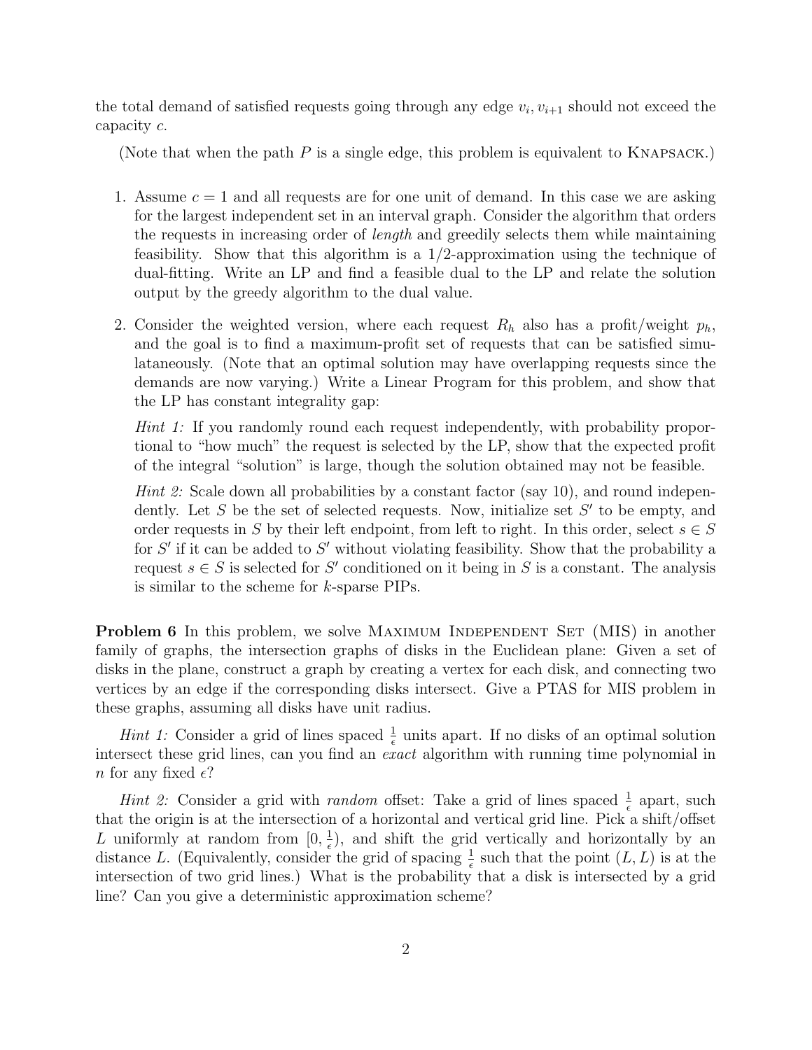the total demand of satisfied requests going through any edge $v_i, v_{i+1}$ should not exceed the capacity $c$.

(Note that when the path $P$ is a single edge, this problem is equivalent to KNAPSACK.)

1. Assume $c = 1$ and all requests are for one unit of demand. In this case we are asking for the largest independent set in an interval graph. Consider the algorithm that orders the requests in increasing order of *length* and greedily selects them while maintaining feasibility. Show that this algorithm is a $1/2$-approximation using the technique of dual-fitting. Write an LP and find a feasible dual to the LP and relate the solution output by the greedy algorithm to the dual value.

2. Consider the weighted version, where each request $R_h$ also has a profit/weight $p_h$, and the goal is to find a maximum-profit set of requests that can be satisfied simulataneously. (Note that an optimal solution may have overlapping requests since the demands are now varying.) Write a Linear Program for this problem, and show that the LP has constant integrality gap:

   *Hint 1:* If you randomly round each request independently, with probability proportional to "how much" the request is selected by the LP, show that the expected profit of the integral "solution" is large, though the solution obtained may not be feasible.

   *Hint 2:* Scale down all probabilities by a constant factor (say 10), and round independently. Let $S$ be the set of selected requests. Now, initialize set $S'$ to be empty, and order requests in $S$ by their left endpoint, from left to right. In this order, select $s \in S$ for $S'$ if it can be added to $S'$ without violating feasibility. Show that the probability a request $s \in S$ is selected for $S'$ conditioned on it being in $S$ is a constant. The analysis is similar to the scheme for $k$-sparse PIPs.

**Problem 6** In this problem, we solve MAXIMUM INDEPENDENT SET (MIS) in another family of graphs, the intersection graphs of disks in the Euclidean plane: Given a set of disks in the plane, construct a graph by creating a vertex for each disk, and connecting two vertices by an edge if the corresponding disks intersect. Give a PTAS for MIS problem in these graphs, assuming all disks have unit radius.

*Hint 1:* Consider a grid of lines spaced $\frac{1}{\epsilon}$ units apart. If no disks of an optimal solution intersect these grid lines, can you find an *exact* algorithm with running time polynomial in $n$ for any fixed $\epsilon$?

*Hint 2:* Consider a grid with *random* offset: Take a grid of lines spaced $\frac{1}{\epsilon}$ apart, such that the origin is at the intersection of a horizontal and vertical grid line. Pick a shift/offset $L$ uniformly at random from $[0, \frac{1}{\epsilon})$, and shift the grid vertically and horizontally by an distance $L$. (Equivalently, consider the grid of spacing $\frac{1}{\epsilon}$ such that the point $(L, L)$ is at the intersection of two grid lines.) What is the probability that a disk is intersected by a grid line? Can you give a deterministic approximation scheme?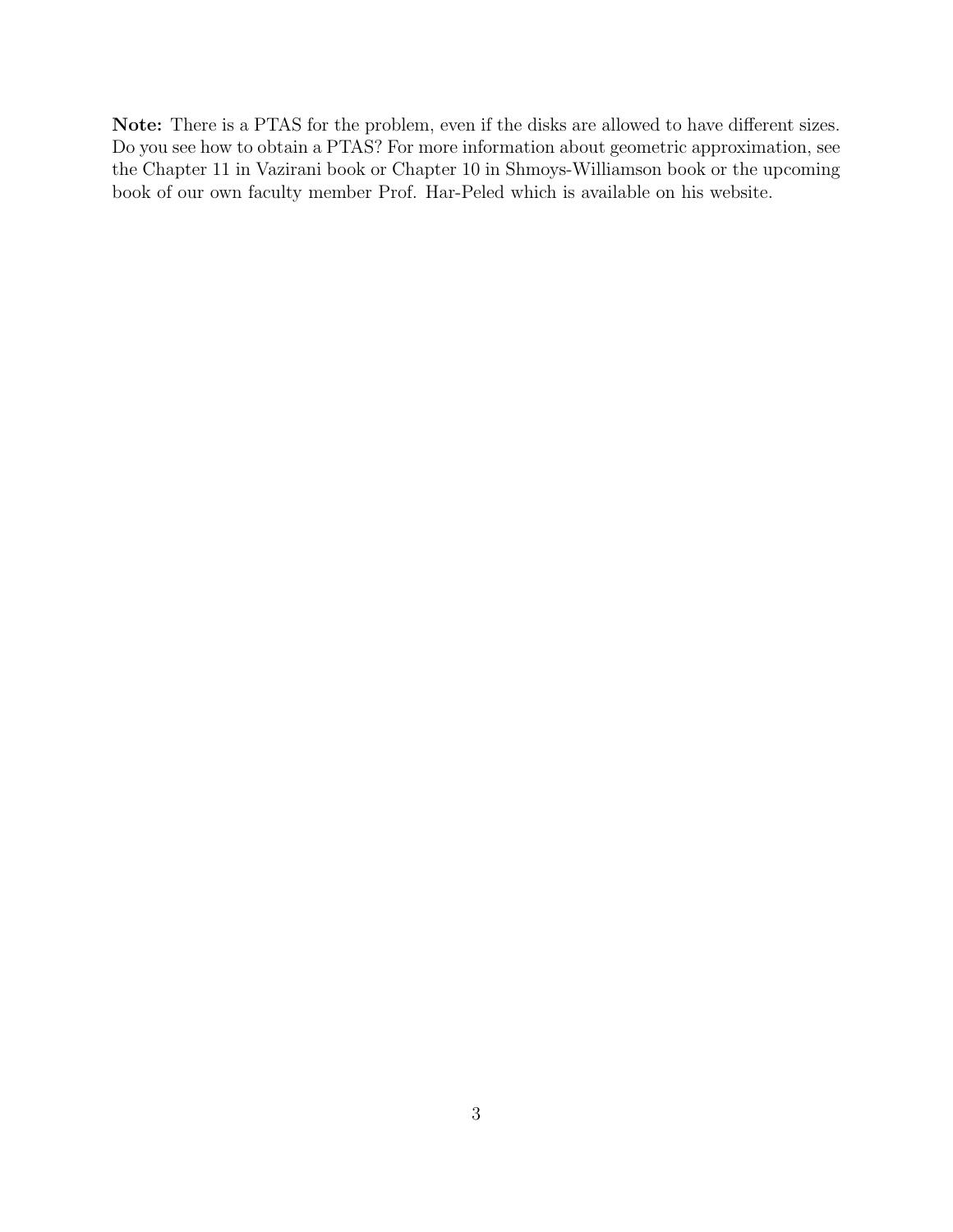**Note:** There is a PTAS for the problem, even if the disks are allowed to have different sizes. Do you see how to obtain a PTAS? For more information about geometric approximation, see the Chapter 11 in Vazirani book or Chapter 10 in Shmoys-Williamson book or the upcoming book of our own faculty member Prof. Har-Peled which is available on his website.